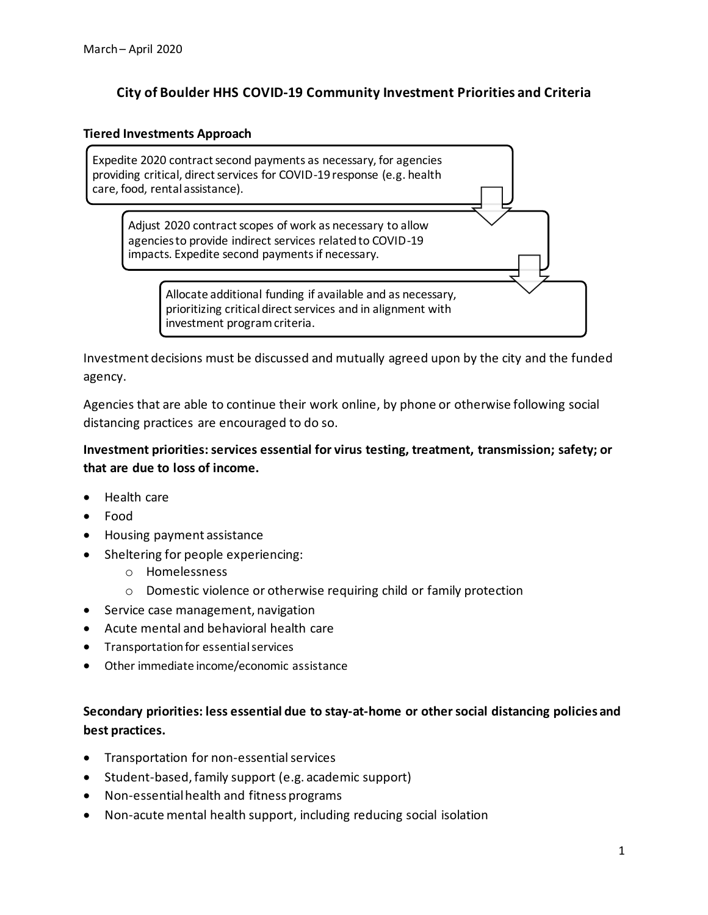March – April 2020

# City of Boulder HHS COVID-19 Community Investment Priorities and Criteria

## Tiered Investments Approach

1. Expedite 2020 contract second payments as necessary, for agencies providing critical, direct services for COVID-19 response (e.g. health care, food, rental assistance).
2. Adjust 2020 contract scopes of work as necessary to allow agencies to provide indirect services related to COVID-19 impacts. Expedite second payments if necessary.
3. Allocate additional funding if available and as necessary, prioritizing critical direct services and in alignment with investment program criteria.

Investment decisions must be discussed and mutually agreed upon by the city and the funded agency.

Agencies that are able to continue their work online, by phone or otherwise following social distancing practices are encouraged to do so.

### Investment priorities: services essential for virus testing, treatment, transmission; safety; or that are due to loss of income.

- Health care
- Food
- Housing payment assistance
- Sheltering for people experiencing:
  - Homelessness
  - Domestic violence or otherwise requiring child or family protection
- Service case management, navigation
- Acute mental and behavioral health care
- Transportation for essential services
- Other immediate income/economic assistance

### Secondary priorities: less essential due to stay-at-home or other social distancing policies and best practices.

- Transportation for non-essential services
- Student-based, family support (e.g. academic support)
- Non-essential health and fitness programs
- Non-acute mental health support, including reducing social isolation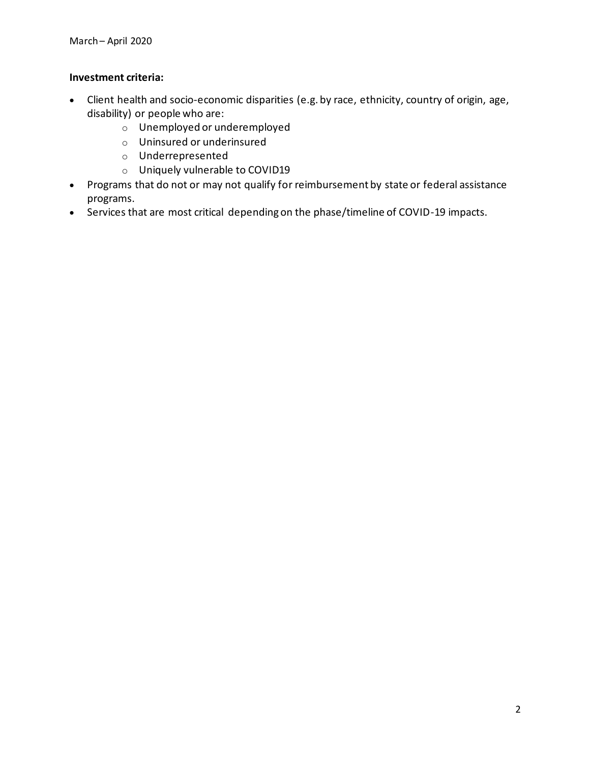March – April 2020

**Investment criteria:**

- Client health and socio-economic disparities (e.g. by race, ethnicity, country of origin, age, disability) or people who are:
  - Unemployed or underemployed
  - Uninsured or underinsured
  - Underrepresented
  - Uniquely vulnerable to COVID19
- Programs that do not or may not qualify for reimbursement by state or federal assistance programs.
- Services that are most critical depending on the phase/timeline of COVID-19 impacts.